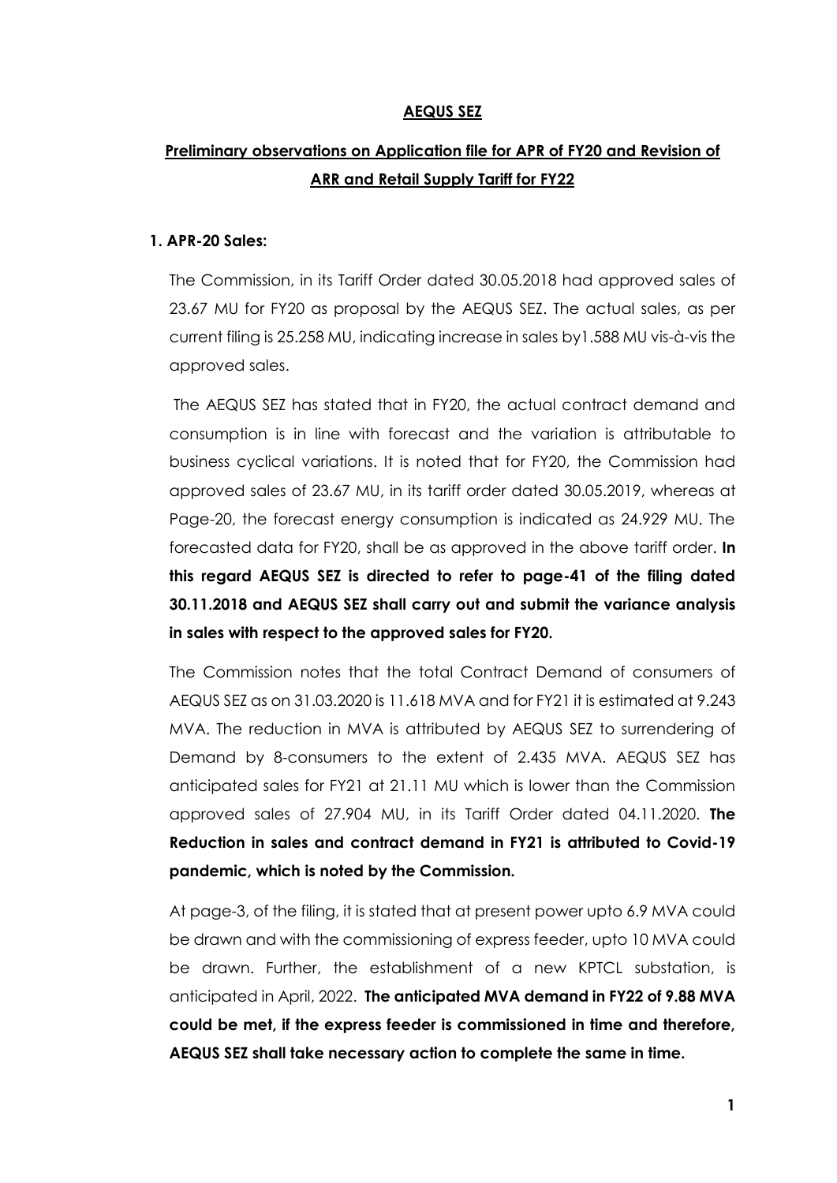**AEQUS SEZ**

**Preliminary observations on Application file for APR of FY20 and Revision of ARR and Retail Supply Tariff for FY22**

**1. APR-20 Sales:**

The Commission, in its Tariff Order dated 30.05.2018 had approved sales of 23.67 MU for FY20 as proposal by the AEQUS SEZ. The actual sales, as per current filing is 25.258 MU, indicating increase in sales by1.588 MU vis-à-vis the approved sales.

The AEQUS SEZ has stated that in FY20, the actual contract demand and consumption is in line with forecast and the variation is attributable to business cyclical variations. It is noted that for FY20, the Commission had approved sales of 23.67 MU, in its tariff order dated 30.05.2019, whereas at Page-20, the forecast energy consumption is indicated as 24.929 MU. The forecasted data for FY20, shall be as approved in the above tariff order. **In this regard AEQUS SEZ is directed to refer to page-41 of the filing dated 30.11.2018 and AEQUS SEZ shall carry out and submit the variance analysis in sales with respect to the approved sales for FY20.**

The Commission notes that the total Contract Demand of consumers of AEQUS SEZ as on 31.03.2020 is 11.618 MVA and for FY21 it is estimated at 9.243 MVA. The reduction in MVA is attributed by AEQUS SEZ to surrendering of Demand by 8-consumers to the extent of 2.435 MVA. AEQUS SEZ has anticipated sales for FY21 at 21.11 MU which is lower than the Commission approved sales of 27.904 MU, in its Tariff Order dated 04.11.2020. **The Reduction in sales and contract demand in FY21 is attributed to Covid-19 pandemic, which is noted by the Commission.**

At page-3, of the filing, it is stated that at present power upto 6.9 MVA could be drawn and with the commissioning of express feeder, upto 10 MVA could be drawn. Further, the establishment of a new KPTCL substation, is anticipated in April, 2022. **The anticipated MVA demand in FY22 of 9.88 MVA could be met, if the express feeder is commissioned in time and therefore, AEQUS SEZ shall take necessary action to complete the same in time.**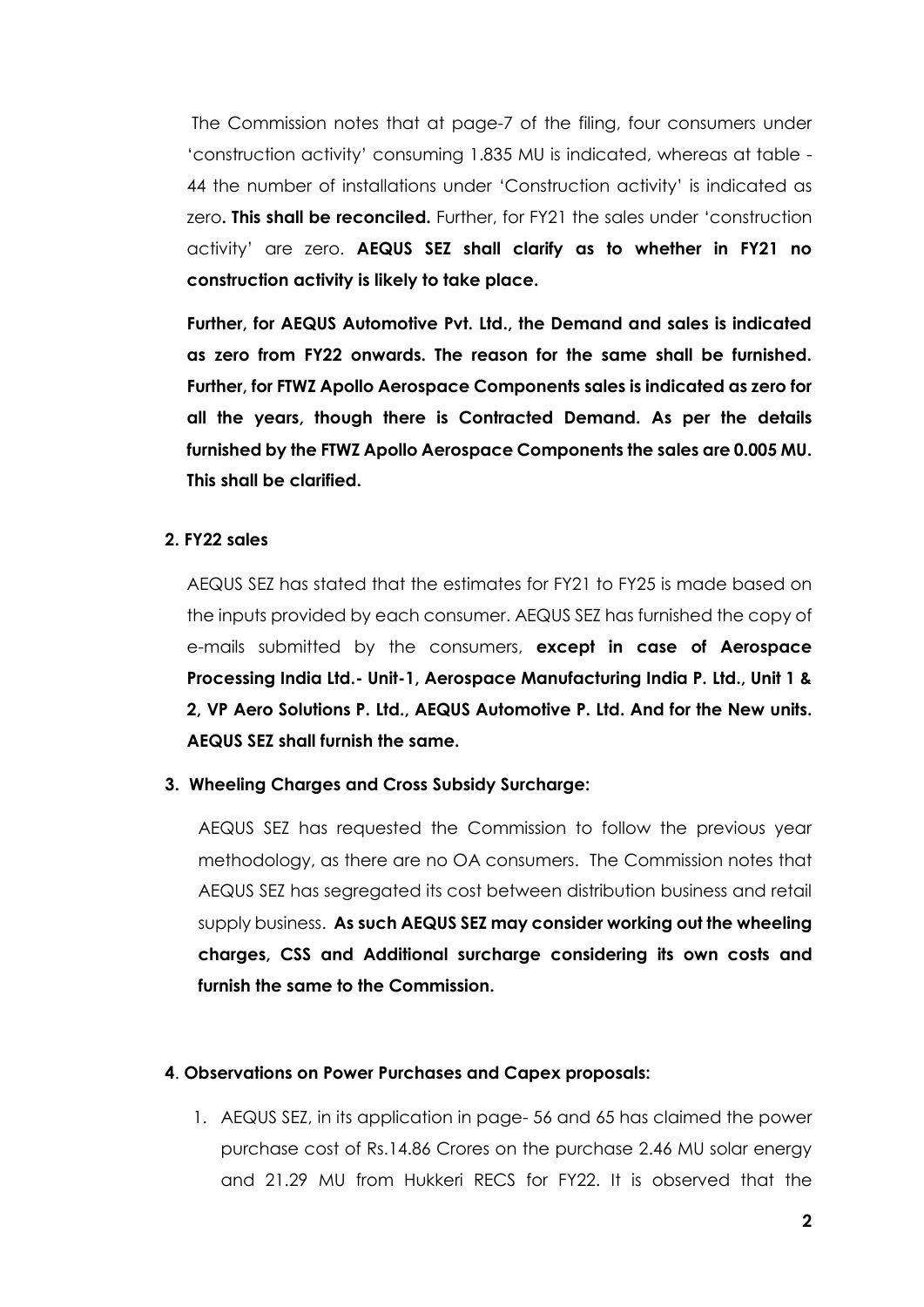The Commission notes that at page-7 of the filing, four consumers under 'construction activity' consuming 1.835 MU is indicated, whereas at table - 44 the number of installations under 'Construction activity' is indicated as zero**. This shall be reconciled.** Further, for FY21 the sales under 'construction activity' are zero. **AEQUS SEZ shall clarify as to whether in FY21 no construction activity is likely to take place.**

**Further, for AEQUS Automotive Pvt. Ltd., the Demand and sales is indicated as zero from FY22 onwards. The reason for the same shall be furnished. Further, for FTWZ Apollo Aerospace Components sales is indicated as zero for all the years, though there is Contracted Demand. As per the details furnished by the FTWZ Apollo Aerospace Components the sales are 0.005 MU. This shall be clarified.**

**2. FY22 sales**

AEQUS SEZ has stated that the estimates for FY21 to FY25 is made based on the inputs provided by each consumer. AEQUS SEZ has furnished the copy of e-mails submitted by the consumers, **except in case of Aerospace Processing India Ltd.- Unit-1, Aerospace Manufacturing India P. Ltd., Unit 1 & 2, VP Aero Solutions P. Ltd., AEQUS Automotive P. Ltd. And for the New units. AEQUS SEZ shall furnish the same.**

**3. Wheeling Charges and Cross Subsidy Surcharge:**

AEQUS SEZ has requested the Commission to follow the previous year methodology, as there are no OA consumers. The Commission notes that AEQUS SEZ has segregated its cost between distribution business and retail supply business. **As such AEQUS SEZ may consider working out the wheeling charges, CSS and Additional surcharge considering its own costs and furnish the same to the Commission.**

**4**. **Observations on Power Purchases and Capex proposals:**

1. AEQUS SEZ, in its application in page- 56 and 65 has claimed the power purchase cost of Rs.14.86 Crores on the purchase 2.46 MU solar energy and 21.29 MU from Hukkeri RECS for FY22. It is observed that the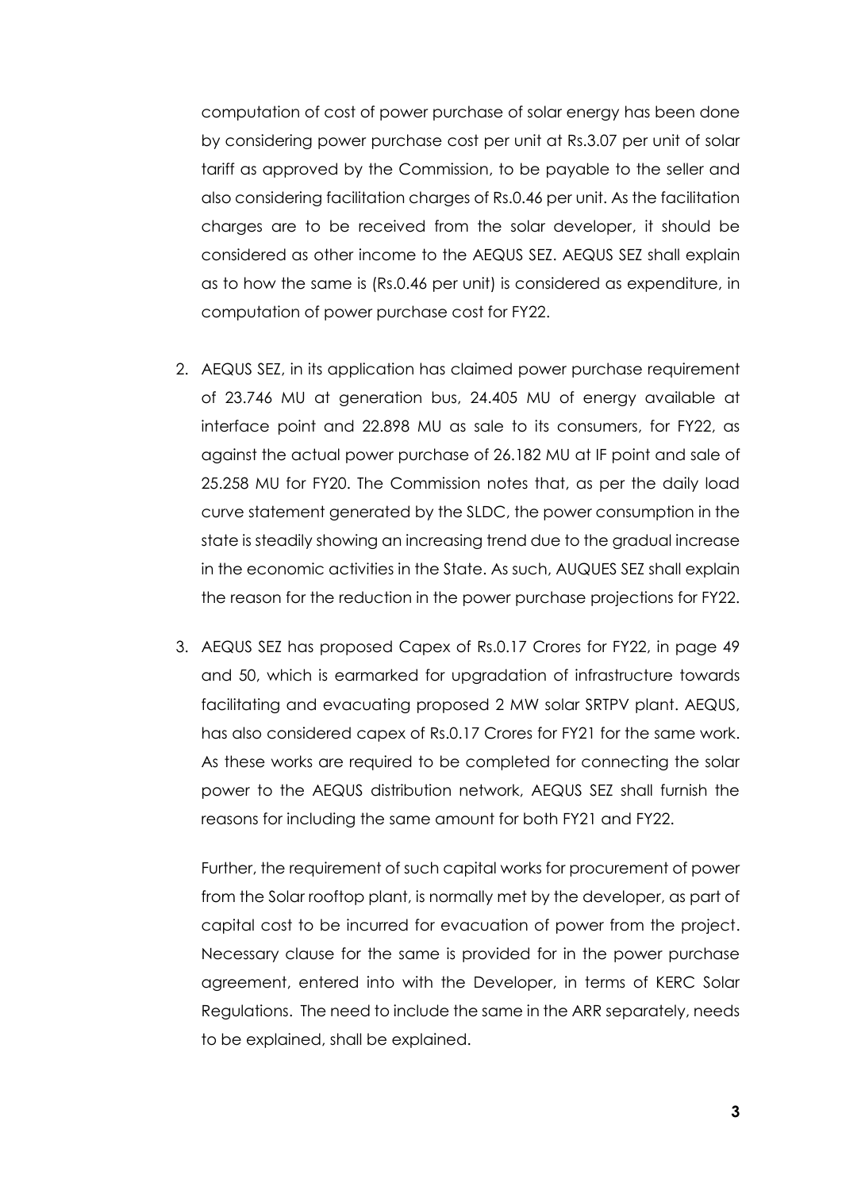computation of cost of power purchase of solar energy has been done by considering power purchase cost per unit at Rs.3.07 per unit of solar tariff as approved by the Commission, to be payable to the seller and also considering facilitation charges of Rs.0.46 per unit. As the facilitation charges are to be received from the solar developer, it should be considered as other income to the AEQUS SEZ. AEQUS SEZ shall explain as to how the same is (Rs.0.46 per unit) is considered as expenditure, in computation of power purchase cost for FY22.

2. AEQUS SEZ, in its application has claimed power purchase requirement of 23.746 MU at generation bus, 24.405 MU of energy available at interface point and 22.898 MU as sale to its consumers, for FY22, as against the actual power purchase of 26.182 MU at IF point and sale of 25.258 MU for FY20. The Commission notes that, as per the daily load curve statement generated by the SLDC, the power consumption in the state is steadily showing an increasing trend due to the gradual increase in the economic activities in the State. As such, AUQUES SEZ shall explain the reason for the reduction in the power purchase projections for FY22.

3. AEQUS SEZ has proposed Capex of Rs.0.17 Crores for FY22, in page 49 and 50, which is earmarked for upgradation of infrastructure towards facilitating and evacuating proposed 2 MW solar SRTPV plant. AEQUS, has also considered capex of Rs.0.17 Crores for FY21 for the same work. As these works are required to be completed for connecting the solar power to the AEQUS distribution network, AEQUS SEZ shall furnish the reasons for including the same amount for both FY21 and FY22.

   Further, the requirement of such capital works for procurement of power from the Solar rooftop plant, is normally met by the developer, as part of capital cost to be incurred for evacuation of power from the project. Necessary clause for the same is provided for in the power purchase agreement, entered into with the Developer, in terms of KERC Solar Regulations. The need to include the same in the ARR separately, needs to be explained, shall be explained.